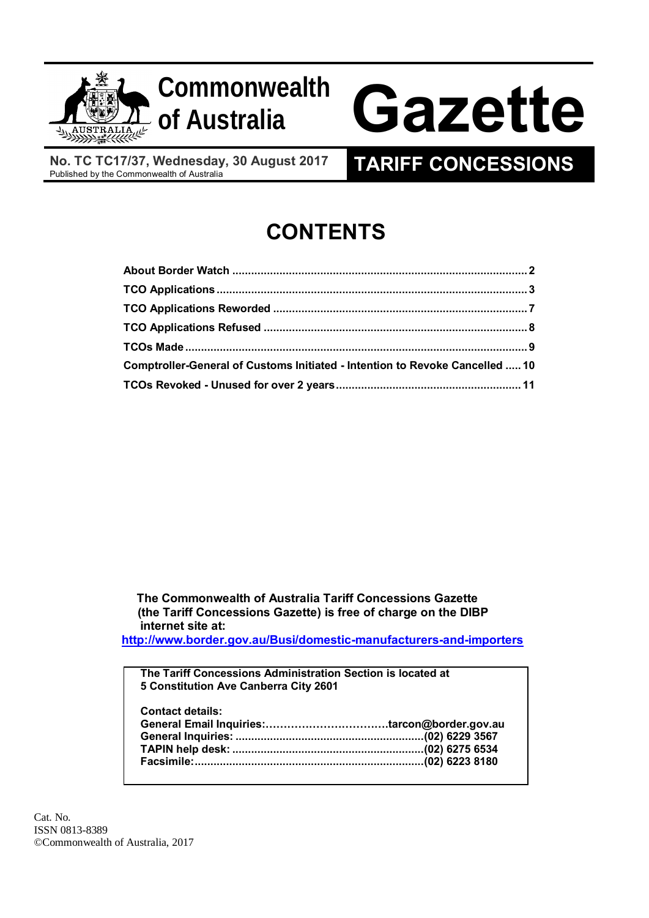# Commonwealth of Australia Gazette

**No. TC TC17/37, Wednesday, 30 August 2017**
Published by the Commonwealth of Australia

**TARIFF CONCESSIONS**

# CONTENTS

| | |
|---|---|
| **About Border Watch** | **2** |
| **TCO Applications** | **3** |
| **TCO Applications Reworded** | **7** |
| **TCO Applications Refused** | **8** |
| **TCOs Made** | **9** |
| **Comptroller-General of Customs Initiated - Intention to Revoke Cancelled** | **10** |
| **TCOs Revoked - Unused for over 2 years** | **11** |

**The Commonwealth of Australia Tariff Concessions Gazette (the Tariff Concessions Gazette) is free of charge on the DIBP internet site at:**
**http://www.border.gov.au/Busi/domestic-manufacturers-and-importers**

**The Tariff Concessions Administration Section is located at 5 Constitution Ave Canberra City 2601**

**Contact details:**

| | |
|---|---|
| **General Email Inquiries:** | **tarcon@border.gov.au** |
| **General Inquiries:** | **(02) 6229 3567** |
| **TAPIN help desk:** | **(02) 6275 6534** |
| **Facsimile:** | **(02) 6223 8180** |

Cat. No.
ISSN 0813-8389
©Commonwealth of Australia, 2017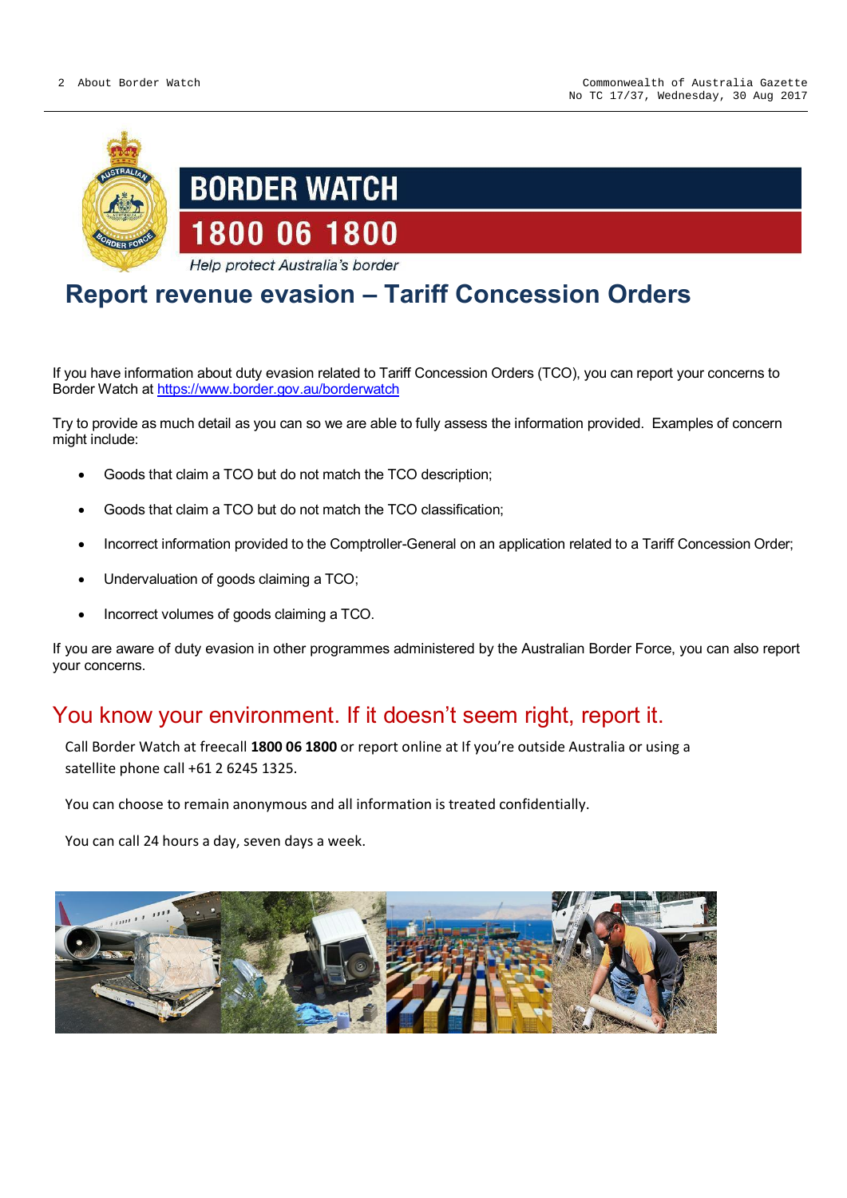# BORDER WATCH

## 1800 06 1800

*Help protect Australia's border*

# Report revenue evasion – Tariff Concession Orders

If you have information about duty evasion related to Tariff Concession Orders (TCO), you can report your concerns to Border Watch at https://www.border.gov.au/borderwatch

Try to provide as much detail as you can so we are able to fully assess the information provided. Examples of concern might include:

- Goods that claim a TCO but do not match the TCO description;
- Goods that claim a TCO but do not match the TCO classification;
- Incorrect information provided to the Comptroller-General on an application related to a Tariff Concession Order;
- Undervaluation of goods claiming a TCO;
- Incorrect volumes of goods claiming a TCO.

If you are aware of duty evasion in other programmes administered by the Australian Border Force, you can also report your concerns.

## You know your environment. If it doesn't seem right, report it.

Call Border Watch at freecall **1800 06 1800** or report online at If you're outside Australia or using a satellite phone call +61 2 6245 1325.

You can choose to remain anonymous and all information is treated confidentially.

You can call 24 hours a day, seven days a week.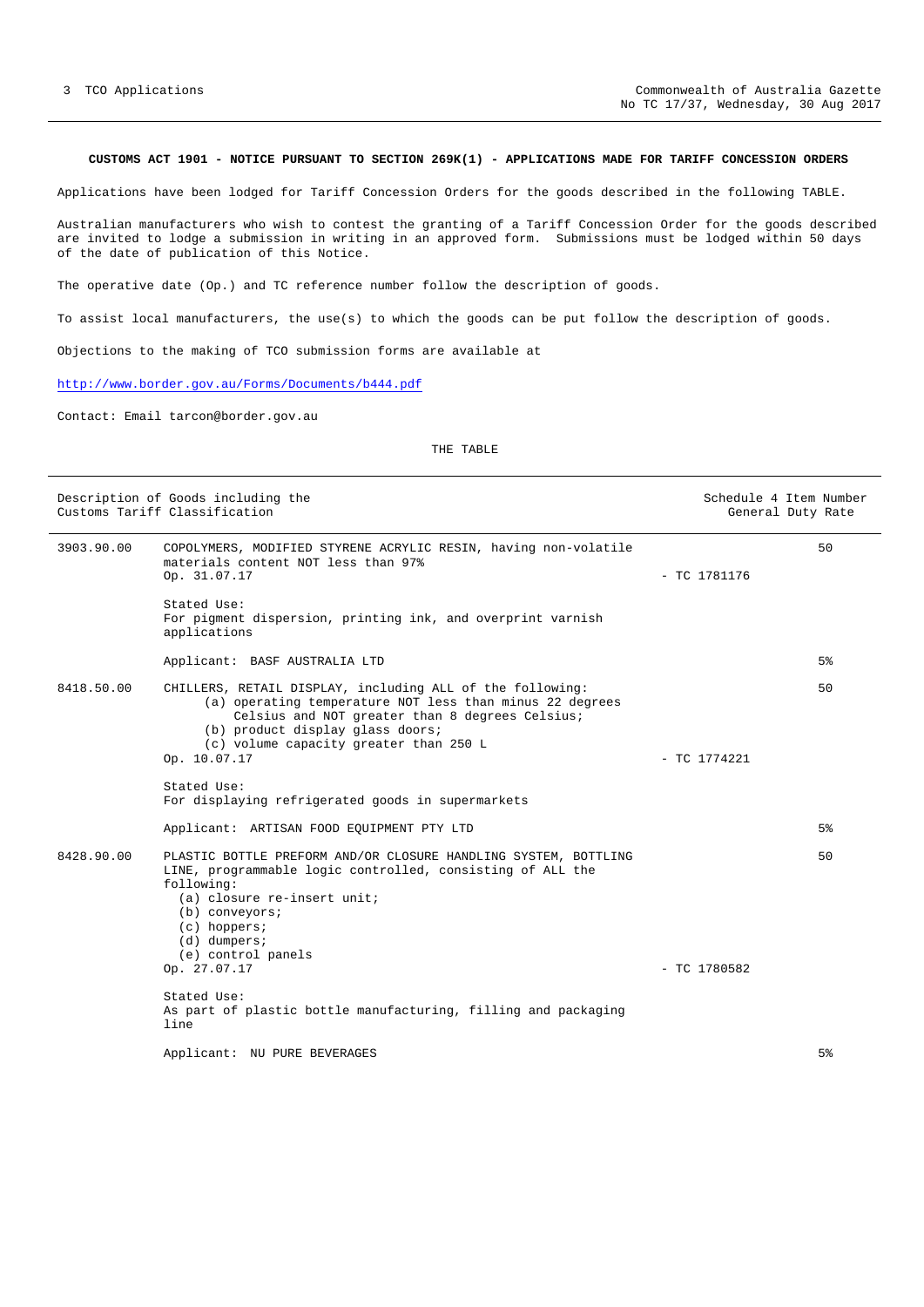**CUSTOMS ACT 1901 - NOTICE PURSUANT TO SECTION 269K(1) - APPLICATIONS MADE FOR TARIFF CONCESSION ORDERS**

Applications have been lodged for Tariff Concession Orders for the goods described in the following TABLE.

Australian manufacturers who wish to contest the granting of a Tariff Concession Order for the goods described are invited to lodge a submission in writing in an approved form. Submissions must be lodged within 50 days of the date of publication of this Notice.

The operative date (Op.) and TC reference number follow the description of goods.

To assist local manufacturers, the use(s) to which the goods can be put follow the description of goods.

Objections to the making of TCO submission forms are available at

http://www.border.gov.au/Forms/Documents/b444.pdf

Contact: Email tarcon@border.gov.au

THE TABLE

| Description of Goods including the Customs Tariff Classification | | | Schedule 4 Item Number General Duty Rate |
|---|---|---|---|
| 3903.90.00 | COPOLYMERS, MODIFIED STYRENE ACRYLIC RESIN, having non-volatile materials content NOT less than 97%<br>Op. 31.07.17<br><br>Stated Use:<br>For pigment dispersion, printing ink, and overprint varnish applications<br><br>Applicant: BASF AUSTRALIA LTD | - TC 1781176 | 50<br><br>5% |
| 8418.50.00 | CHILLERS, RETAIL DISPLAY, including ALL of the following:<br>(a) operating temperature NOT less than minus 22 degrees Celsius and NOT greater than 8 degrees Celsius;<br>(b) product display glass doors;<br>(c) volume capacity greater than 250 L<br>Op. 10.07.17<br><br>Stated Use:<br>For displaying refrigerated goods in supermarkets<br><br>Applicant: ARTISAN FOOD EQUIPMENT PTY LTD | - TC 1774221 | 50<br><br>5% |
| 8428.90.00 | PLASTIC BOTTLE PREFORM AND/OR CLOSURE HANDLING SYSTEM, BOTTLING LINE, programmable logic controlled, consisting of ALL the following:<br>(a) closure re-insert unit;<br>(b) conveyors;<br>(c) hoppers;<br>(d) dumpers;<br>(e) control panels<br>Op. 27.07.17<br><br>Stated Use:<br>As part of plastic bottle manufacturing, filling and packaging line<br><br>Applicant: NU PURE BEVERAGES | - TC 1780582 | 50<br><br>5% |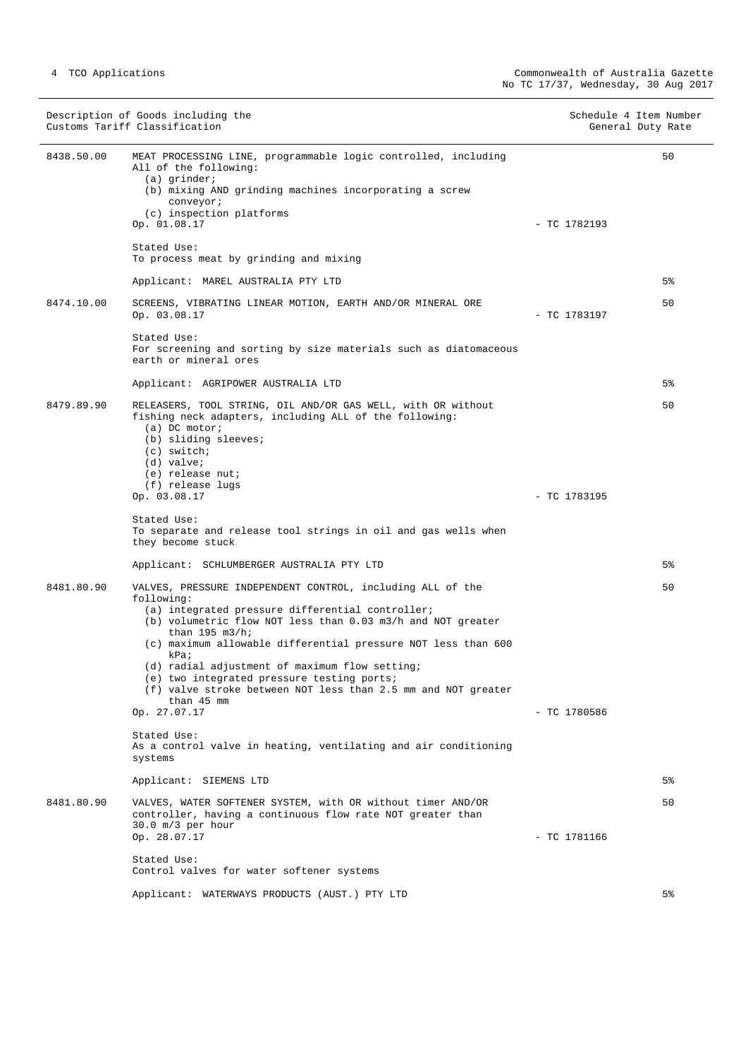| Description of Goods including the Customs Tariff Classification | | Schedule 4 Item Number | General Duty Rate |
|---|---|---|---|
| 8438.50.00 | MEAT PROCESSING LINE, programmable logic controlled, including All of the following:<br>(a) grinder;<br>(b) mixing AND grinding machines incorporating a screw conveyor;<br>(c) inspection platforms<br>Op. 01.08.17 | - TC 1782193 | 50 |
| | Stated Use:<br>To process meat by grinding and mixing | | |
| | Applicant: MAREL AUSTRALIA PTY LTD | | 5% |
| 8474.10.00 | SCREENS, VIBRATING LINEAR MOTION, EARTH AND/OR MINERAL ORE<br>Op. 03.08.17 | - TC 1783197 | 50 |
| | Stated Use:<br>For screening and sorting by size materials such as diatomaceous earth or mineral ores | | |
| | Applicant: AGRIPOWER AUSTRALIA LTD | | 5% |
| 8479.89.90 | RELEASERS, TOOL STRING, OIL AND/OR GAS WELL, with OR without fishing neck adapters, including ALL of the following:<br>(a) DC motor;<br>(b) sliding sleeves;<br>(c) switch;<br>(d) valve;<br>(e) release nut;<br>(f) release lugs<br>Op. 03.08.17 | - TC 1783195 | 50 |
| | Stated Use:<br>To separate and release tool strings in oil and gas wells when they become stuck | | |
| | Applicant: SCHLUMBERGER AUSTRALIA PTY LTD | | 5% |
| 8481.80.90 | VALVES, PRESSURE INDEPENDENT CONTROL, including ALL of the following:<br>(a) integrated pressure differential controller;<br>(b) volumetric flow NOT less than 0.03 m3/h and NOT greater than 195 m3/h;<br>(c) maximum allowable differential pressure NOT less than 600 kPa;<br>(d) radial adjustment of maximum flow setting;<br>(e) two integrated pressure testing ports;<br>(f) valve stroke between NOT less than 2.5 mm and NOT greater than 45 mm<br>Op. 27.07.17 | - TC 1780586 | 50 |
| | Stated Use:<br>As a control valve in heating, ventilating and air conditioning systems | | |
| | Applicant: SIEMENS LTD | | 5% |
| 8481.80.90 | VALVES, WATER SOFTENER SYSTEM, with OR without timer AND/OR controller, having a continuous flow rate NOT greater than 30.0 m/3 per hour<br>Op. 28.07.17 | - TC 1781166 | 50 |
| | Stated Use:<br>Control valves for water softener systems | | |
| | Applicant: WATERWAYS PRODUCTS (AUST.) PTY LTD | | 5% |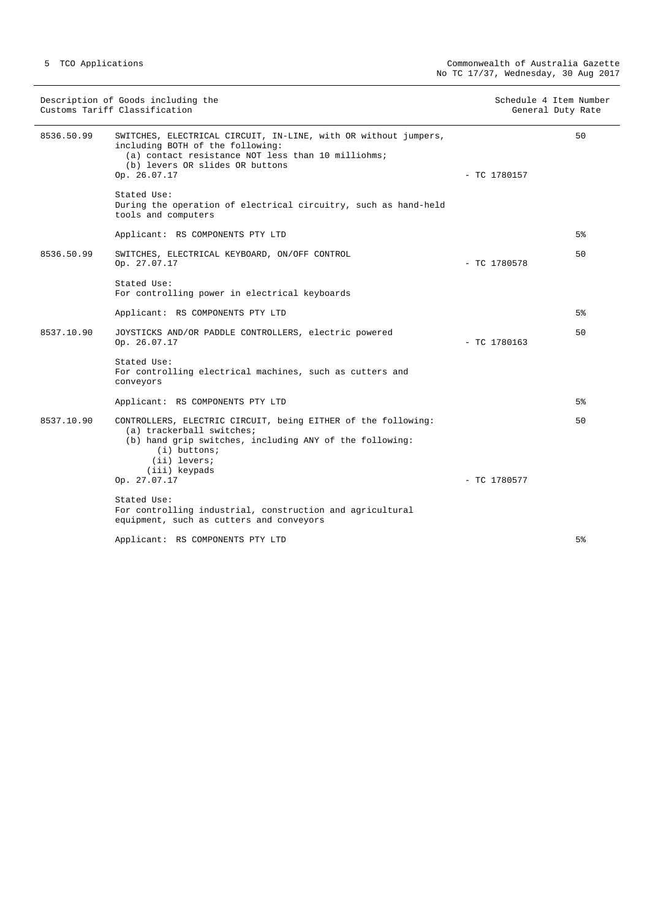| Description of Goods including the Customs Tariff Classification | | Schedule 4 Item Number | General Duty Rate |
|---|---|---|---|
| 8536.50.99 | SWITCHES, ELECTRICAL CIRCUIT, IN-LINE, with OR without jumpers, including BOTH of the following:<br>(a) contact resistance NOT less than 10 milliohms;<br>(b) levers OR slides OR buttons<br>Op. 26.07.17<br><br>Stated Use:<br>During the operation of electrical circuitry, such as hand-held tools and computers<br><br>Applicant: RS COMPONENTS PTY LTD | - TC 1780157 | 50<br><br>5% |
| 8536.50.99 | SWITCHES, ELECTRICAL KEYBOARD, ON/OFF CONTROL<br>Op. 27.07.17<br><br>Stated Use:<br>For controlling power in electrical keyboards<br><br>Applicant: RS COMPONENTS PTY LTD | - TC 1780578 | 50<br><br>5% |
| 8537.10.90 | JOYSTICKS AND/OR PADDLE CONTROLLERS, electric powered<br>Op. 26.07.17<br><br>Stated Use:<br>For controlling electrical machines, such as cutters and conveyors<br><br>Applicant: RS COMPONENTS PTY LTD | - TC 1780163 | 50<br><br>5% |
| 8537.10.90 | CONTROLLERS, ELECTRIC CIRCUIT, being EITHER of the following:<br>(a) trackerball switches;<br>(b) hand grip switches, including ANY of the following:<br>(i) buttons;<br>(ii) levers;<br>(iii) keypads<br>Op. 27.07.17<br><br>Stated Use:<br>For controlling industrial, construction and agricultural equipment, such as cutters and conveyors<br><br>Applicant: RS COMPONENTS PTY LTD | - TC 1780577 | 50<br><br>5% |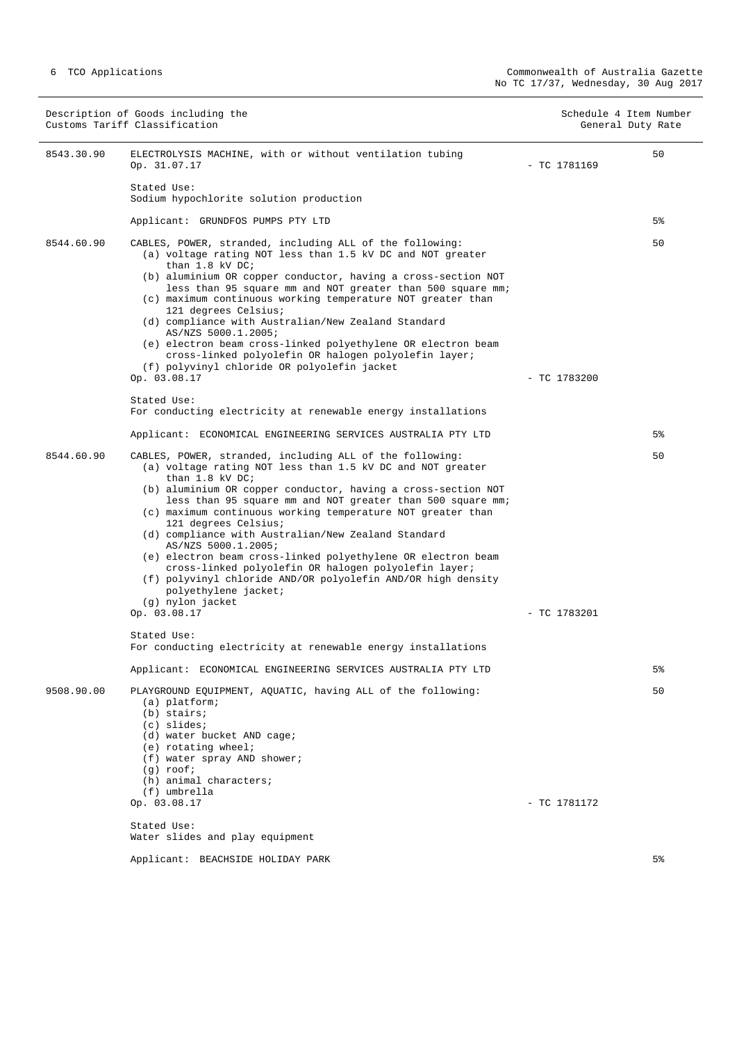| Description of Goods including the Customs Tariff Classification | | Schedule 4 Item Number | General Duty Rate |
|---|---|---|---|
| 8543.30.90 | ELECTROLYSIS MACHINE, with or without ventilation tubing<br>Op. 31.07.17<br><br>Stated Use:<br>Sodium hypochlorite solution production<br><br>Applicant: GRUNDFOS PUMPS PTY LTD | - TC 1781169 | 50<br><br>5% |
| 8544.60.90 | CABLES, POWER, stranded, including ALL of the following:<br>(a) voltage rating NOT less than 1.5 kV DC and NOT greater than 1.8 kV DC;<br>(b) aluminium OR copper conductor, having a cross-section NOT less than 95 square mm and NOT greater than 500 square mm;<br>(c) maximum continuous working temperature NOT greater than 121 degrees Celsius;<br>(d) compliance with Australian/New Zealand Standard AS/NZS 5000.1.2005;<br>(e) electron beam cross-linked polyethylene OR electron beam cross-linked polyolefin OR halogen polyolefin layer;<br>(f) polyvinyl chloride OR polyolefin jacket<br>Op. 03.08.17<br><br>Stated Use:<br>For conducting electricity at renewable energy installations<br><br>Applicant: ECONOMICAL ENGINEERING SERVICES AUSTRALIA PTY LTD | - TC 1783200 | 50<br><br>5% |
| 8544.60.90 | CABLES, POWER, stranded, including ALL of the following:<br>(a) voltage rating NOT less than 1.5 kV DC and NOT greater than 1.8 kV DC;<br>(b) aluminium OR copper conductor, having a cross-section NOT less than 95 square mm and NOT greater than 500 square mm;<br>(c) maximum continuous working temperature NOT greater than 121 degrees Celsius;<br>(d) compliance with Australian/New Zealand Standard AS/NZS 5000.1.2005;<br>(e) electron beam cross-linked polyethylene OR electron beam cross-linked polyolefin OR halogen polyolefin layer;<br>(f) polyvinyl chloride AND/OR polyolefin AND/OR high density polyethylene jacket;<br>(g) nylon jacket<br>Op. 03.08.17<br><br>Stated Use:<br>For conducting electricity at renewable energy installations<br><br>Applicant: ECONOMICAL ENGINEERING SERVICES AUSTRALIA PTY LTD | - TC 1783201 | 50<br><br>5% |
| 9508.90.00 | PLAYGROUND EQUIPMENT, AQUATIC, having ALL of the following:<br>(a) platform;<br>(b) stairs;<br>(c) slides;<br>(d) water bucket AND cage;<br>(e) rotating wheel;<br>(f) water spray AND shower;<br>(g) roof;<br>(h) animal characters;<br>(f) umbrella<br>Op. 03.08.17<br><br>Stated Use:<br>Water slides and play equipment<br><br>Applicant: BEACHSIDE HOLIDAY PARK | - TC 1781172 | 50<br><br>5% |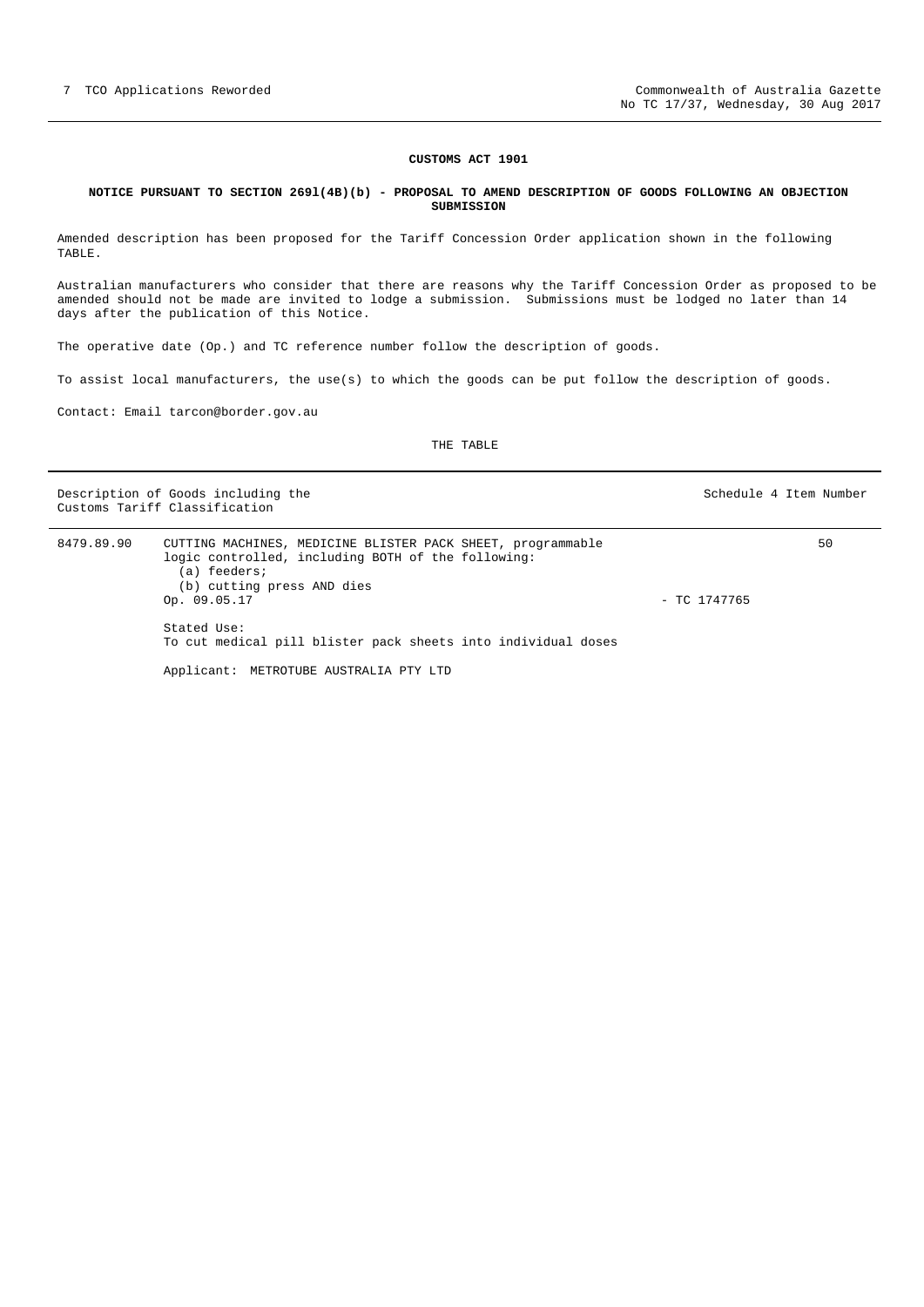**CUSTOMS ACT 1901**

**NOTICE PURSUANT TO SECTION 269l(4B)(b) - PROPOSAL TO AMEND DESCRIPTION OF GOODS FOLLOWING AN OBJECTION SUBMISSION**

Amended description has been proposed for the Tariff Concession Order application shown in the following TABLE.

Australian manufacturers who consider that there are reasons why the Tariff Concession Order as proposed to be amended should not be made are invited to lodge a submission. Submissions must be lodged no later than 14 days after the publication of this Notice.

The operative date (Op.) and TC reference number follow the description of goods.

To assist local manufacturers, the use(s) to which the goods can be put follow the description of goods.

Contact: Email tarcon@border.gov.au

THE TABLE

| Description of Goods including the Customs Tariff Classification | | | Schedule 4 Item Number |
|---|---|---|---|
| 8479.89.90 | CUTTING MACHINES, MEDICINE BLISTER PACK SHEET, programmable logic controlled, including BOTH of the following:<br>(a) feeders;<br>(b) cutting press AND dies<br>Op. 09.05.17<br><br>Stated Use:<br>To cut medical pill blister pack sheets into individual doses<br><br>Applicant: METROTUBE AUSTRALIA PTY LTD | - TC 1747765 | 50 |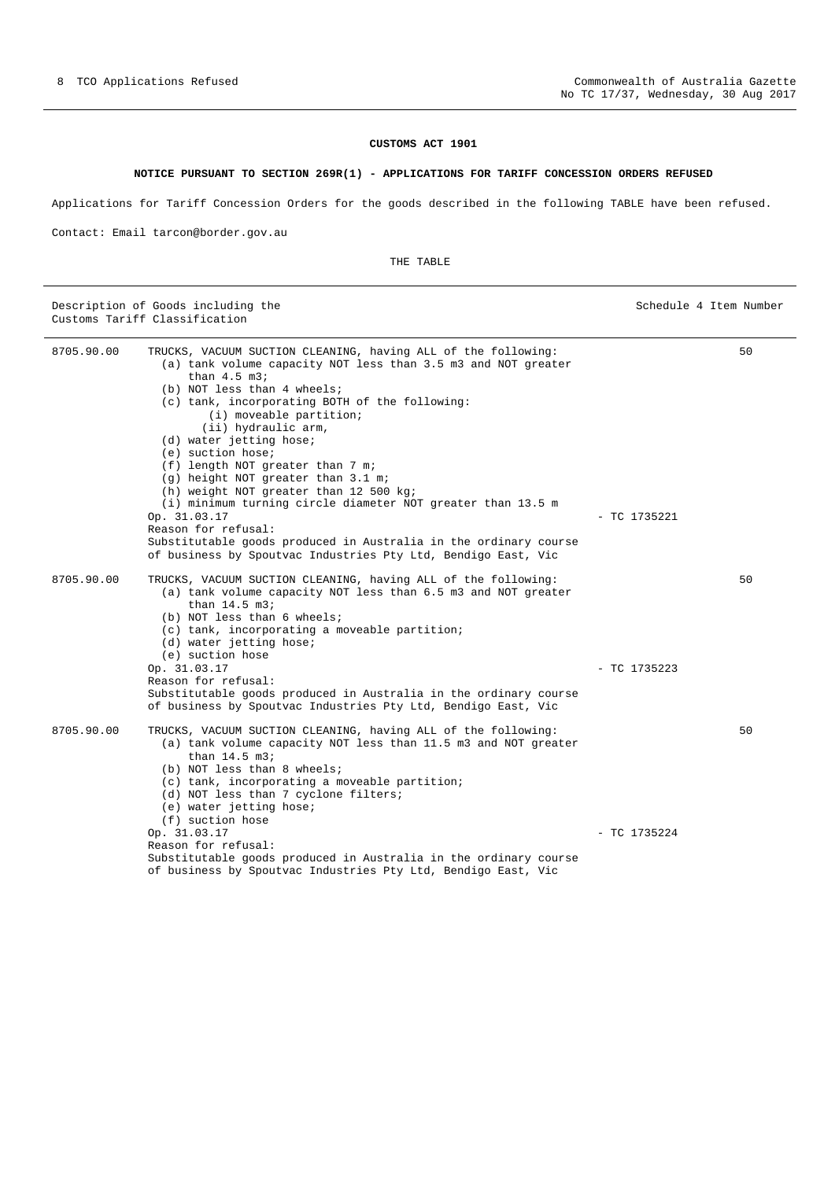**CUSTOMS ACT 1901**

**NOTICE PURSUANT TO SECTION 269R(1) - APPLICATIONS FOR TARIFF CONCESSION ORDERS REFUSED**

Applications for Tariff Concession Orders for the goods described in the following TABLE have been refused.

Contact: Email tarcon@border.gov.au

THE TABLE

| Description of Goods including the Customs Tariff Classification | | | Schedule 4 Item Number |
|---|---|---|---|
| 8705.90.00 | TRUCKS, VACUUM SUCTION CLEANING, having ALL of the following:<br>(a) tank volume capacity NOT less than 3.5 m3 and NOT greater than 4.5 m3;<br>(b) NOT less than 4 wheels;<br>(c) tank, incorporating BOTH of the following:<br>(i) moveable partition;<br>(ii) hydraulic arm,<br>(d) water jetting hose;<br>(e) suction hose;<br>(f) length NOT greater than 7 m;<br>(g) height NOT greater than 3.1 m;<br>(h) weight NOT greater than 12 500 kg;<br>(i) minimum turning circle diameter NOT greater than 13.5 m<br>Op. 31.03.17<br>Reason for refusal:<br>Substitutable goods produced in Australia in the ordinary course of business by Spoutvac Industries Pty Ltd, Bendigo East, Vic | - TC 1735221 | 50 |
| 8705.90.00 | TRUCKS, VACUUM SUCTION CLEANING, having ALL of the following:<br>(a) tank volume capacity NOT less than 6.5 m3 and NOT greater than 14.5 m3;<br>(b) NOT less than 6 wheels;<br>(c) tank, incorporating a moveable partition;<br>(d) water jetting hose;<br>(e) suction hose<br>Op. 31.03.17<br>Reason for refusal:<br>Substitutable goods produced in Australia in the ordinary course of business by Spoutvac Industries Pty Ltd, Bendigo East, Vic | - TC 1735223 | 50 |
| 8705.90.00 | TRUCKS, VACUUM SUCTION CLEANING, having ALL of the following:<br>(a) tank volume capacity NOT less than 11.5 m3 and NOT greater than 14.5 m3;<br>(b) NOT less than 8 wheels;<br>(c) tank, incorporating a moveable partition;<br>(d) NOT less than 7 cyclone filters;<br>(e) water jetting hose;<br>(f) suction hose<br>Op. 31.03.17<br>Reason for refusal:<br>Substitutable goods produced in Australia in the ordinary course of business by Spoutvac Industries Pty Ltd, Bendigo East, Vic | - TC 1735224 | 50 |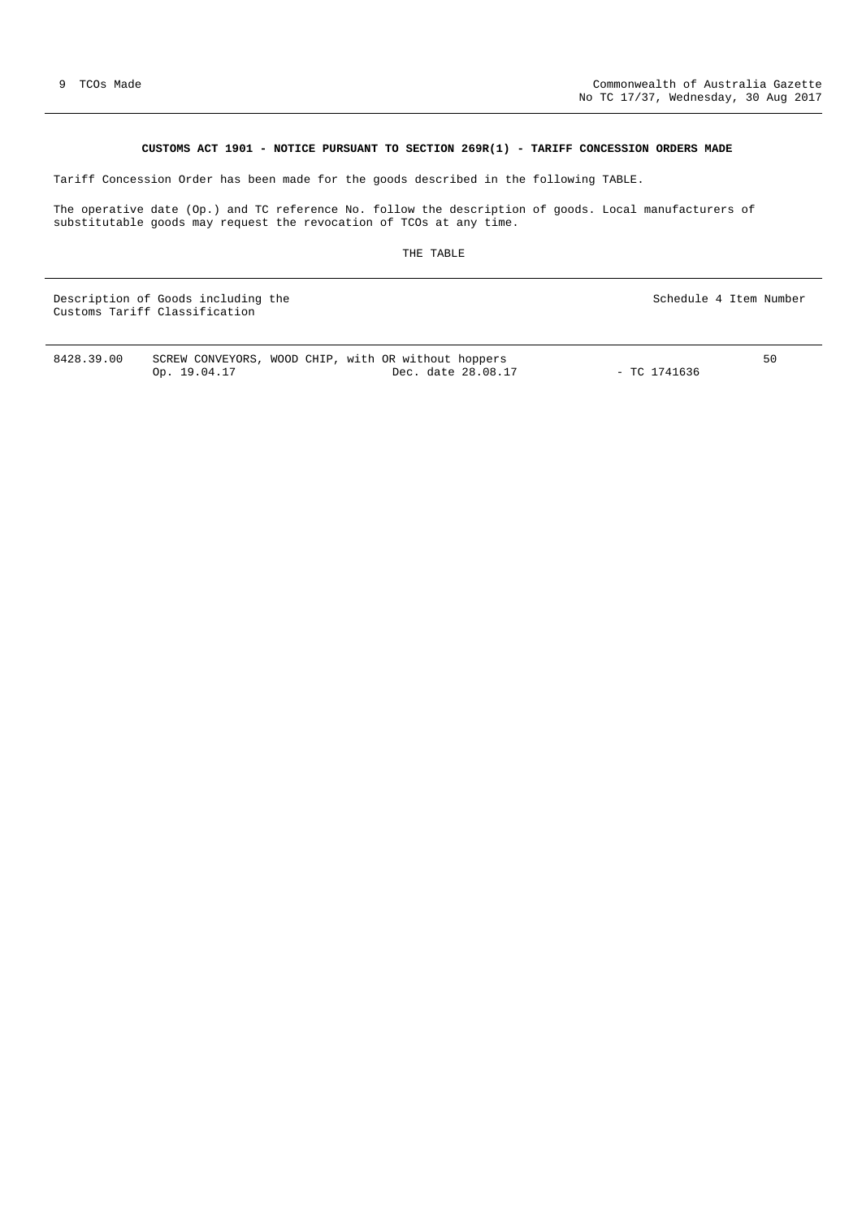### CUSTOMS ACT 1901 - NOTICE PURSUANT TO SECTION 269R(1) - TARIFF CONCESSION ORDERS MADE

Tariff Concession Order has been made for the goods described in the following TABLE.

The operative date (Op.) and TC reference No. follow the description of goods. Local manufacturers of substitutable goods may request the revocation of TCOs at any time.

THE TABLE

| Description of Goods including the Customs Tariff Classification | | Schedule 4 Item Number |
| --- | --- | --- |
| 8428.39.00 | SCREW CONVEYORS, WOOD CHIP, with OR without hoppers<br>Op. 19.04.17 Dec. date 28.08.17 - TC 1741636 | 50 |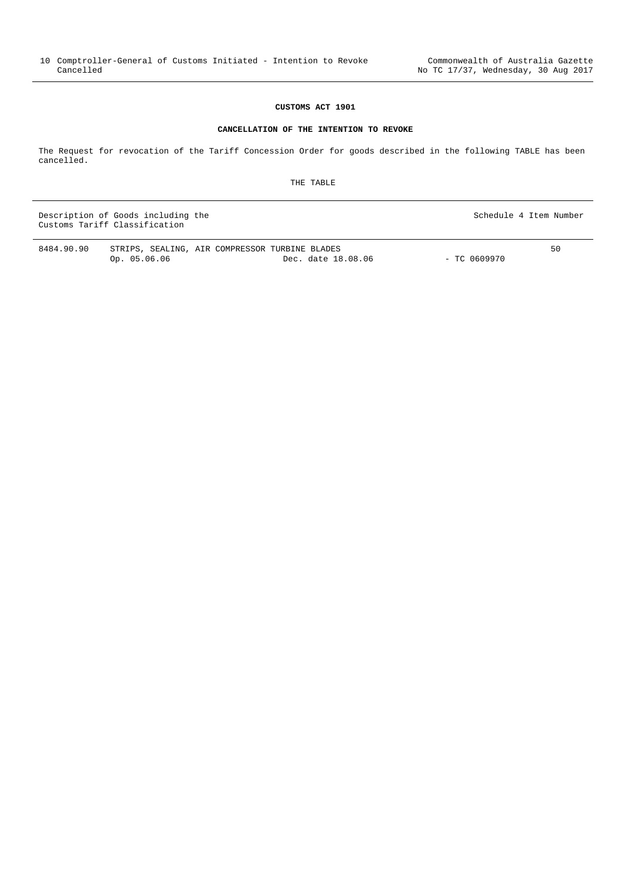**CUSTOMS ACT 1901**

**CANCELLATION OF THE INTENTION TO REVOKE**

The Request for revocation of the Tariff Concession Order for goods described in the following TABLE has been cancelled.

THE TABLE

| Description of Goods including the Customs Tariff Classification | | | | Schedule 4 Item Number |
|---|---|---|---|---|
| 8484.90.90 | STRIPS, SEALING, AIR COMPRESSOR TURBINE BLADES<br>Op. 05.06.06 | Dec. date 18.08.06 | - TC 0609970 | 50 |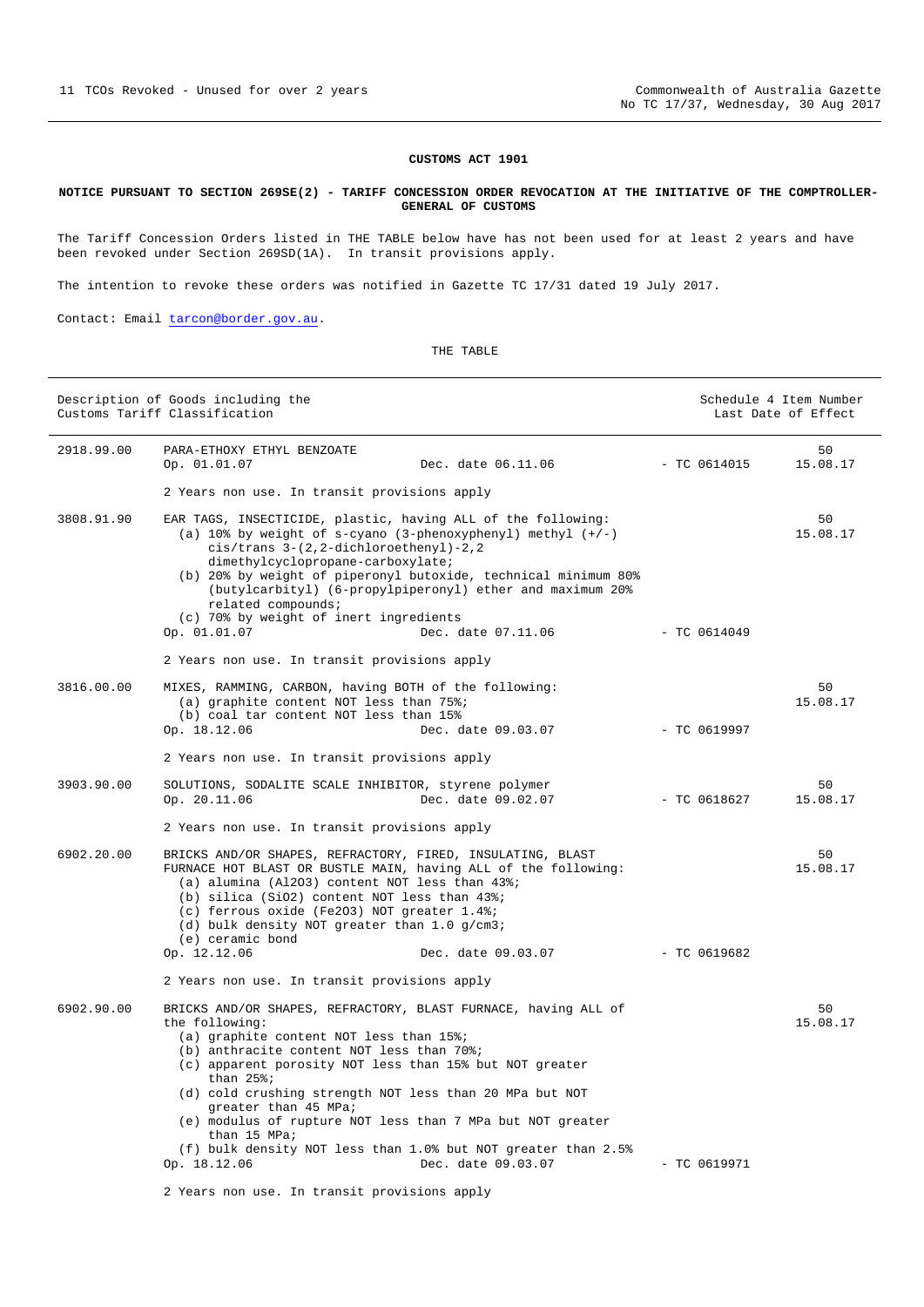**CUSTOMS ACT 1901**

**NOTICE PURSUANT TO SECTION 269SE(2) - TARIFF CONCESSION ORDER REVOCATION AT THE INITIATIVE OF THE COMPTROLLER-GENERAL OF CUSTOMS**

The Tariff Concession Orders listed in THE TABLE below have has not been used for at least 2 years and have been revoked under Section 269SD(1A). In transit provisions apply.

The intention to revoke these orders was notified in Gazette TC 17/31 dated 19 July 2017.

Contact: Email tarcon@border.gov.au.

THE TABLE

| Description of Goods including the Customs Tariff Classification | | | | Schedule 4 Item Number Last Date of Effect |
|---|---|---|---|---|
| 2918.99.00 | PARA-ETHOXY ETHYL BENZOATE<br>Op. 01.01.07 | Dec. date 06.11.06 | - TC 0614015 | 50<br>15.08.17 |
| | 2 Years non use. In transit provisions apply | | | |
| 3808.91.90 | EAR TAGS, INSECTICIDE, plastic, having ALL of the following:<br>(a) 10% by weight of s-cyano (3-phenoxyphenyl) methyl (+/-) cis/trans 3-(2,2-dichloroethenyl)-2,2 dimethylcyclopropane-carboxylate;<br>(b) 20% by weight of piperonyl butoxide, technical minimum 80% (butylcarbityl) (6-propylpiperonyl) ether and maximum 20% related compounds;<br>(c) 70% by weight of inert ingredients<br>Op. 01.01.07 | Dec. date 07.11.06 | - TC 0614049 | 50<br>15.08.17 |
| | 2 Years non use. In transit provisions apply | | | |
| 3816.00.00 | MIXES, RAMMING, CARBON, having BOTH of the following:<br>(a) graphite content NOT less than 75%;<br>(b) coal tar content NOT less than 15%<br>Op. 18.12.06 | Dec. date 09.03.07 | - TC 0619997 | 50<br>15.08.17 |
| | 2 Years non use. In transit provisions apply | | | |
| 3903.90.00 | SOLUTIONS, SODALITE SCALE INHIBITOR, styrene polymer<br>Op. 20.11.06 | Dec. date 09.02.07 | - TC 0618627 | 50<br>15.08.17 |
| | 2 Years non use. In transit provisions apply | | | |
| 6902.20.00 | BRICKS AND/OR SHAPES, REFRACTORY, FIRED, INSULATING, BLAST FURNACE HOT BLAST OR BUSTLE MAIN, having ALL of the following:<br>(a) alumina ($Al_2O_3$) content NOT less than 43%;<br>(b) silica ($SiO_2$) content NOT less than 43%;<br>(c) ferrous oxide ($Fe_2O_3$) NOT greater 1.4%;<br>(d) bulk density NOT greater than 1.0 g/cm3;<br>(e) ceramic bond<br>Op. 12.12.06 | Dec. date 09.03.07 | - TC 0619682 | 50<br>15.08.17 |
| | 2 Years non use. In transit provisions apply | | | |
| 6902.90.00 | BRICKS AND/OR SHAPES, REFRACTORY, BLAST FURNACE, having ALL of the following:<br>(a) graphite content NOT less than 15%;<br>(b) anthracite content NOT less than 70%;<br>(c) apparent porosity NOT less than 15% but NOT greater than 25%;<br>(d) cold crushing strength NOT less than 20 MPa but NOT greater than 45 MPa;<br>(e) modulus of rupture NOT less than 7 MPa but NOT greater than 15 MPa;<br>(f) bulk density NOT less than 1.0% but NOT greater than 2.5%<br>Op. 18.12.06 | Dec. date 09.03.07 | - TC 0619971 | 50<br>15.08.17 |
| | 2 Years non use. In transit provisions apply | | | |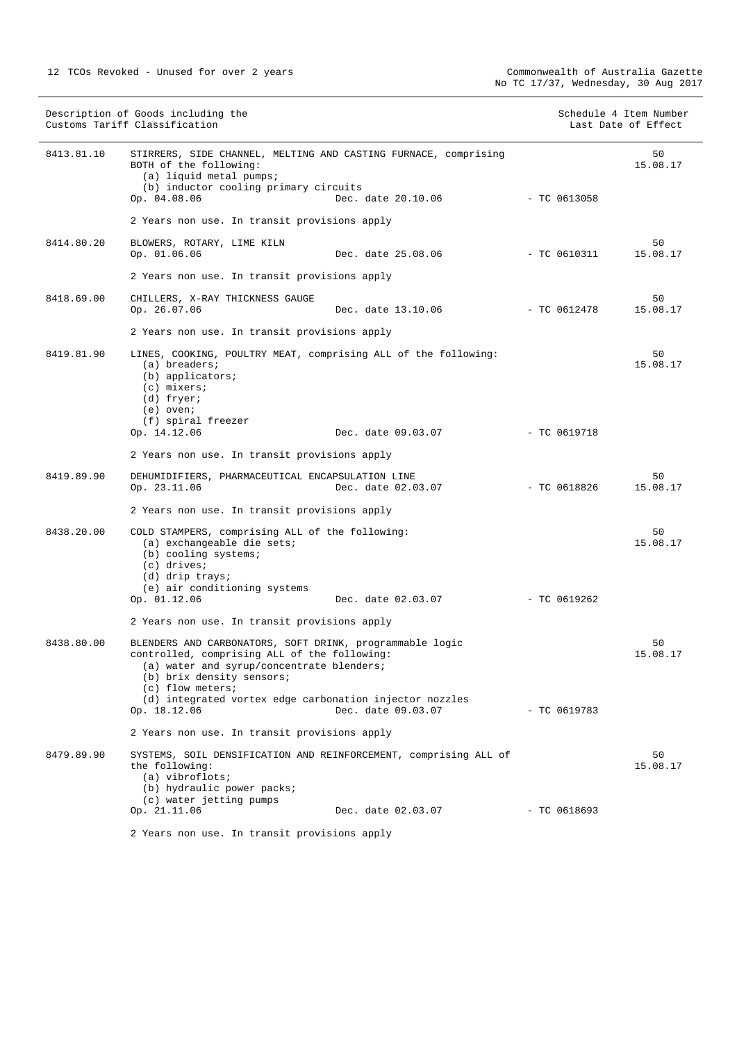| Description of Goods including the Customs Tariff Classification | | | Schedule 4 Item Number Last Date of Effect |
|---|---|---|---|
| 8413.81.10 | STIRRERS, SIDE CHANNEL, MELTING AND CASTING FURNACE, comprising BOTH of the following:<br>(a) liquid metal pumps;<br>(b) inductor cooling primary circuits<br>Op. 04.08.06 Dec. date 20.10.06 - TC 0613058<br><br>2 Years non use. In transit provisions apply | | 50<br>15.08.17 |
| 8414.80.20 | BLOWERS, ROTARY, LIME KILN<br>Op. 01.06.06 Dec. date 25.08.06 - TC 0610311<br><br>2 Years non use. In transit provisions apply | | 50<br>15.08.17 |
| 8418.69.00 | CHILLERS, X-RAY THICKNESS GAUGE<br>Op. 26.07.06 Dec. date 13.10.06 - TC 0612478<br><br>2 Years non use. In transit provisions apply | | 50<br>15.08.17 |
| 8419.81.90 | LINES, COOKING, POULTRY MEAT, comprising ALL of the following:<br>(a) breaders;<br>(b) applicators;<br>(c) mixers;<br>(d) fryer;<br>(e) oven;<br>(f) spiral freezer<br>Op. 14.12.06 Dec. date 09.03.07 - TC 0619718<br><br>2 Years non use. In transit provisions apply | | 50<br>15.08.17 |
| 8419.89.90 | DEHUMIDIFIERS, PHARMACEUTICAL ENCAPSULATION LINE<br>Op. 23.11.06 Dec. date 02.03.07 - TC 0618826<br><br>2 Years non use. In transit provisions apply | | 50<br>15.08.17 |
| 8438.20.00 | COLD STAMPERS, comprising ALL of the following:<br>(a) exchangeable die sets;<br>(b) cooling systems;<br>(c) drives;<br>(d) drip trays;<br>(e) air conditioning systems<br>Op. 01.12.06 Dec. date 02.03.07 - TC 0619262<br><br>2 Years non use. In transit provisions apply | | 50<br>15.08.17 |
| 8438.80.00 | BLENDERS AND CARBONATORS, SOFT DRINK, programmable logic controlled, comprising ALL of the following:<br>(a) water and syrup/concentrate blenders;<br>(b) brix density sensors;<br>(c) flow meters;<br>(d) integrated vortex edge carbonation injector nozzles<br>Op. 18.12.06 Dec. date 09.03.07 - TC 0619783<br><br>2 Years non use. In transit provisions apply | | 50<br>15.08.17 |
| 8479.89.90 | SYSTEMS, SOIL DENSIFICATION AND REINFORCEMENT, comprising ALL of the following:<br>(a) vibroflots;<br>(b) hydraulic power packs;<br>(c) water jetting pumps<br>Op. 21.11.06 Dec. date 02.03.07 - TC 0618693<br><br>2 Years non use. In transit provisions apply | | 50<br>15.08.17 |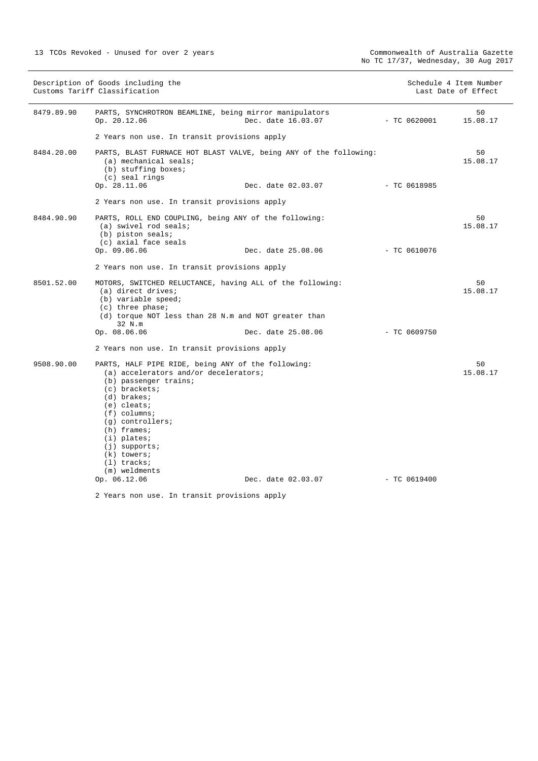| Description of Goods including the Customs Tariff Classification | | | | Schedule 4 Item Number<br>Last Date of Effect |
|---|---|---|---|---|
| 8479.89.90 | PARTS, SYNCHROTRON BEAMLINE, being mirror manipulators<br>Op. 20.12.06 | Dec. date 16.03.07 | - TC 0620001 | 50<br>15.08.17 |
| | 2 Years non use. In transit provisions apply | | | |
| 8484.20.00 | PARTS, BLAST FURNACE HOT BLAST VALVE, being ANY of the following:<br>(a) mechanical seals;<br>(b) stuffing boxes;<br>(c) seal rings<br>Op. 28.11.06 | Dec. date 02.03.07 | - TC 0618985 | 50<br>15.08.17 |
| | 2 Years non use. In transit provisions apply | | | |
| 8484.90.90 | PARTS, ROLL END COUPLING, being ANY of the following:<br>(a) swivel rod seals;<br>(b) piston seals;<br>(c) axial face seals<br>Op. 09.06.06 | Dec. date 25.08.06 | - TC 0610076 | 50<br>15.08.17 |
| | 2 Years non use. In transit provisions apply | | | |
| 8501.52.00 | MOTORS, SWITCHED RELUCTANCE, having ALL of the following:<br>(a) direct drives;<br>(b) variable speed;<br>(c) three phase;<br>(d) torque NOT less than 28 N.m and NOT greater than 32 N.m<br>Op. 08.06.06 | Dec. date 25.08.06 | - TC 0609750 | 50<br>15.08.17 |
| | 2 Years non use. In transit provisions apply | | | |
| 9508.90.00 | PARTS, HALF PIPE RIDE, being ANY of the following:<br>(a) accelerators and/or decelerators;<br>(b) passenger trains;<br>(c) brackets;<br>(d) brakes;<br>(e) cleats;<br>(f) columns;<br>(g) controllers;<br>(h) frames;<br>(i) plates;<br>(j) supports;<br>(k) towers;<br>(l) tracks;<br>(m) weldments<br>Op. 06.12.06 | Dec. date 02.03.07 | - TC 0619400 | 50<br>15.08.17 |
| | 2 Years non use. In transit provisions apply | | | |